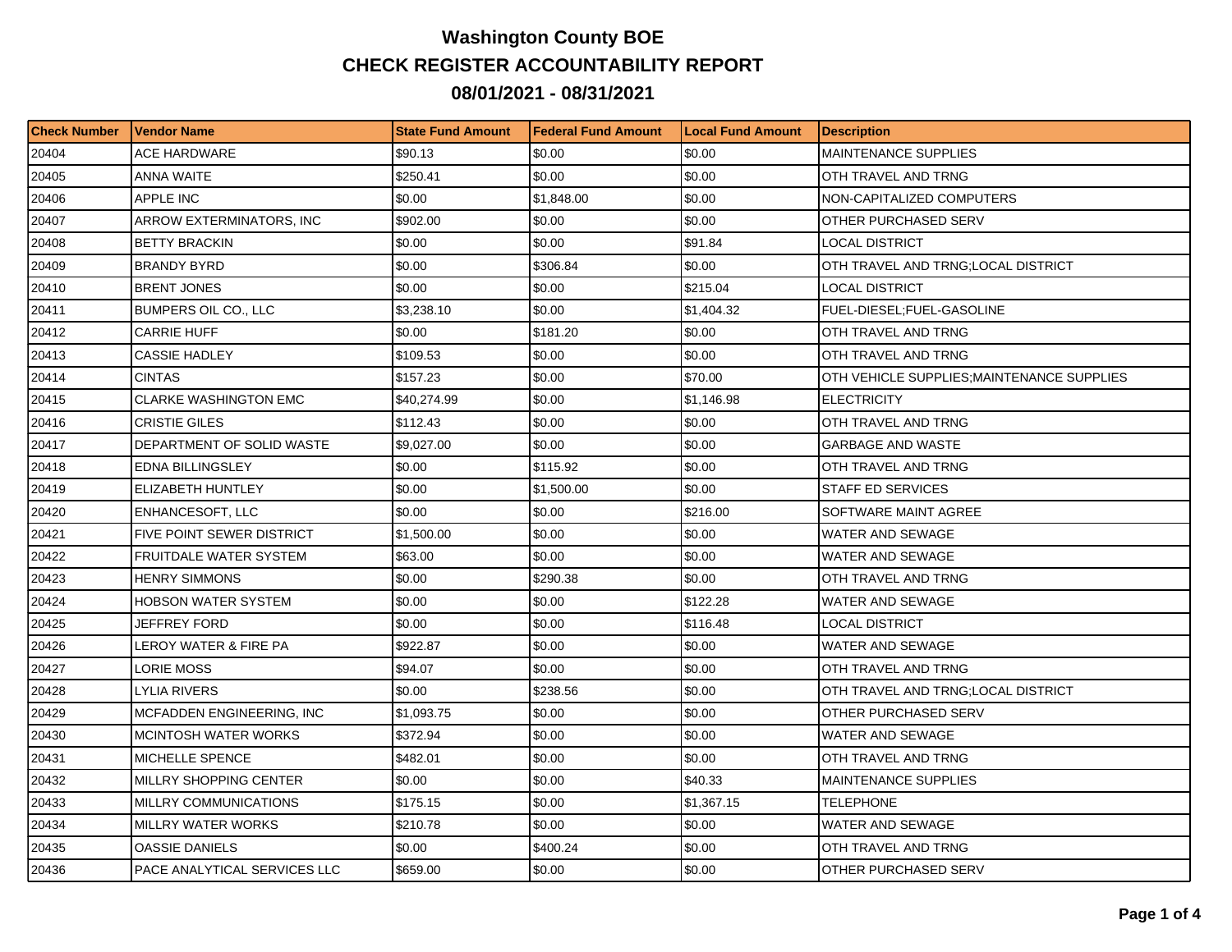# Washington County BOE

## CHECK REGISTER ACCOUNTABILITY REPORT

## 08/01/2021 - 08/31/2021

| Check Number | Vendor Name | State Fund Amount | Federal Fund Amount | Local Fund Amount | Description |
|---|---|---|---|---|---|
| 20404 | ACE HARDWARE | $90.13 | $0.00 | $0.00 | MAINTENANCE SUPPLIES |
| 20405 | ANNA WAITE | $250.41 | $0.00 | $0.00 | OTH TRAVEL AND TRNG |
| 20406 | APPLE INC | $0.00 | $1,848.00 | $0.00 | NON-CAPITALIZED COMPUTERS |
| 20407 | ARROW EXTERMINATORS, INC | $902.00 | $0.00 | $0.00 | OTHER PURCHASED SERV |
| 20408 | BETTY BRACKIN | $0.00 | $0.00 | $91.84 | LOCAL DISTRICT |
| 20409 | BRANDY BYRD | $0.00 | $306.84 | $0.00 | OTH TRAVEL AND TRNG;LOCAL DISTRICT |
| 20410 | BRENT JONES | $0.00 | $0.00 | $215.04 | LOCAL DISTRICT |
| 20411 | BUMPERS OIL CO., LLC | $3,238.10 | $0.00 | $1,404.32 | FUEL-DIESEL;FUEL-GASOLINE |
| 20412 | CARRIE HUFF | $0.00 | $181.20 | $0.00 | OTH TRAVEL AND TRNG |
| 20413 | CASSIE HADLEY | $109.53 | $0.00 | $0.00 | OTH TRAVEL AND TRNG |
| 20414 | CINTAS | $157.23 | $0.00 | $70.00 | OTH VEHICLE SUPPLIES;MAINTENANCE SUPPLIES |
| 20415 | CLARKE WASHINGTON EMC | $40,274.99 | $0.00 | $1,146.98 | ELECTRICITY |
| 20416 | CRISTIE GILES | $112.43 | $0.00 | $0.00 | OTH TRAVEL AND TRNG |
| 20417 | DEPARTMENT OF SOLID WASTE | $9,027.00 | $0.00 | $0.00 | GARBAGE AND WASTE |
| 20418 | EDNA BILLINGSLEY | $0.00 | $115.92 | $0.00 | OTH TRAVEL AND TRNG |
| 20419 | ELIZABETH HUNTLEY | $0.00 | $1,500.00 | $0.00 | STAFF ED SERVICES |
| 20420 | ENHANCESOFT, LLC | $0.00 | $0.00 | $216.00 | SOFTWARE MAINT AGREE |
| 20421 | FIVE POINT SEWER DISTRICT | $1,500.00 | $0.00 | $0.00 | WATER AND SEWAGE |
| 20422 | FRUITDALE WATER SYSTEM | $63.00 | $0.00 | $0.00 | WATER AND SEWAGE |
| 20423 | HENRY SIMMONS | $0.00 | $290.38 | $0.00 | OTH TRAVEL AND TRNG |
| 20424 | HOBSON WATER SYSTEM | $0.00 | $0.00 | $122.28 | WATER AND SEWAGE |
| 20425 | JEFFREY FORD | $0.00 | $0.00 | $116.48 | LOCAL DISTRICT |
| 20426 | LEROY WATER & FIRE PA | $922.87 | $0.00 | $0.00 | WATER AND SEWAGE |
| 20427 | LORIE MOSS | $94.07 | $0.00 | $0.00 | OTH TRAVEL AND TRNG |
| 20428 | LYLIA RIVERS | $0.00 | $238.56 | $0.00 | OTH TRAVEL AND TRNG;LOCAL DISTRICT |
| 20429 | MCFADDEN ENGINEERING, INC | $1,093.75 | $0.00 | $0.00 | OTHER PURCHASED SERV |
| 20430 | MCINTOSH WATER WORKS | $372.94 | $0.00 | $0.00 | WATER AND SEWAGE |
| 20431 | MICHELLE SPENCE | $482.01 | $0.00 | $0.00 | OTH TRAVEL AND TRNG |
| 20432 | MILLRY SHOPPING CENTER | $0.00 | $0.00 | $40.33 | MAINTENANCE SUPPLIES |
| 20433 | MILLRY COMMUNICATIONS | $175.15 | $0.00 | $1,367.15 | TELEPHONE |
| 20434 | MILLRY WATER WORKS | $210.78 | $0.00 | $0.00 | WATER AND SEWAGE |
| 20435 | OASSIE DANIELS | $0.00 | $400.24 | $0.00 | OTH TRAVEL AND TRNG |
| 20436 | PACE ANALYTICAL SERVICES LLC | $659.00 | $0.00 | $0.00 | OTHER PURCHASED SERV |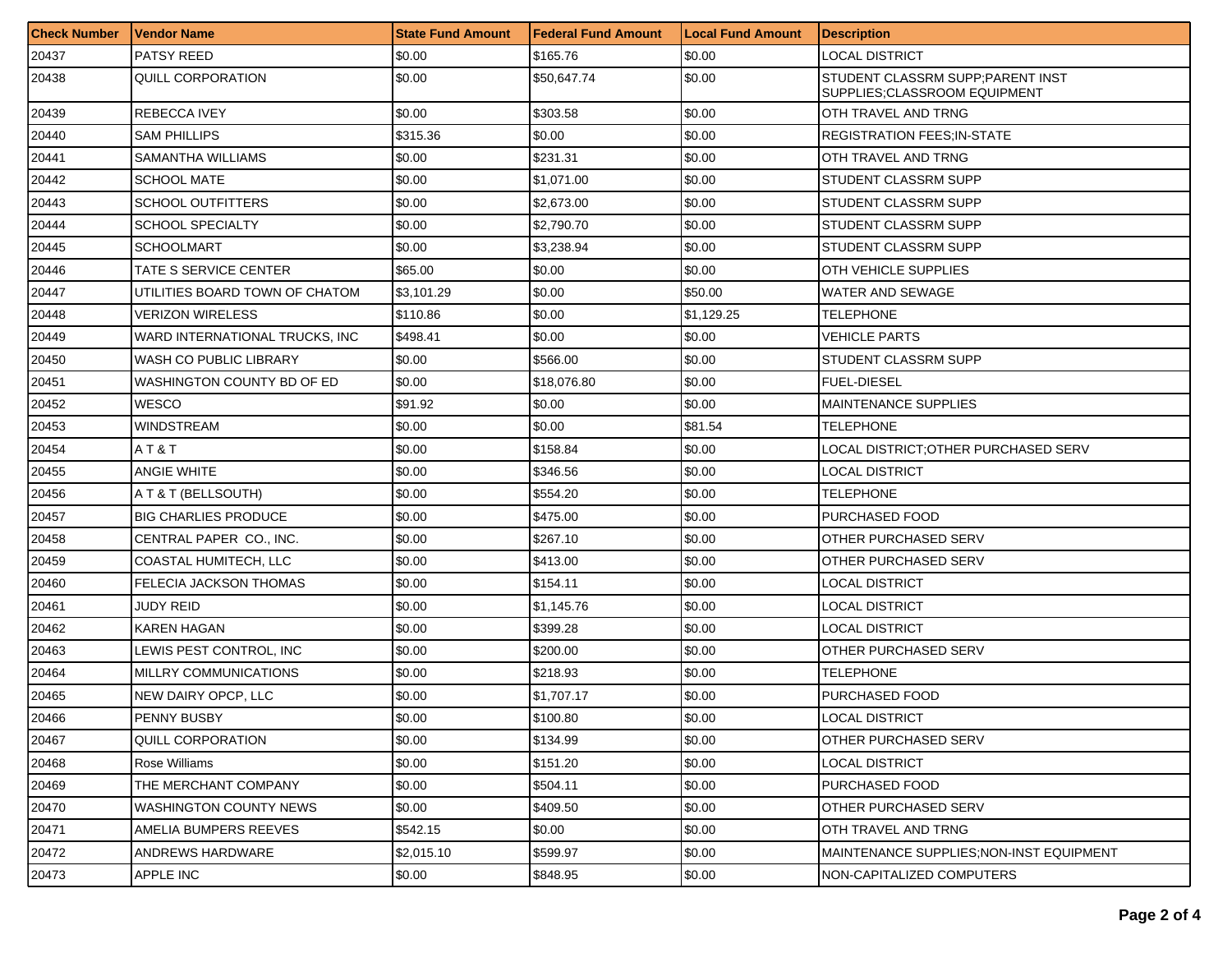| Check Number | Vendor Name | State Fund Amount | Federal Fund Amount | Local Fund Amount | Description |
|---|---|---|---|---|---|
| 20437 | PATSY REED | $0.00 | $165.76 | $0.00 | LOCAL DISTRICT |
| 20438 | QUILL CORPORATION | $0.00 | $50,647.74 | $0.00 | STUDENT CLASSRM SUPP;PARENT INST SUPPLIES;CLASSROOM EQUIPMENT |
| 20439 | REBECCA IVEY | $0.00 | $303.58 | $0.00 | OTH TRAVEL AND TRNG |
| 20440 | SAM PHILLIPS | $315.36 | $0.00 | $0.00 | REGISTRATION FEES;IN-STATE |
| 20441 | SAMANTHA WILLIAMS | $0.00 | $231.31 | $0.00 | OTH TRAVEL AND TRNG |
| 20442 | SCHOOL MATE | $0.00 | $1,071.00 | $0.00 | STUDENT CLASSRM SUPP |
| 20443 | SCHOOL OUTFITTERS | $0.00 | $2,673.00 | $0.00 | STUDENT CLASSRM SUPP |
| 20444 | SCHOOL SPECIALTY | $0.00 | $2,790.70 | $0.00 | STUDENT CLASSRM SUPP |
| 20445 | SCHOOLMART | $0.00 | $3,238.94 | $0.00 | STUDENT CLASSRM SUPP |
| 20446 | TATE S SERVICE CENTER | $65.00 | $0.00 | $0.00 | OTH VEHICLE SUPPLIES |
| 20447 | UTILITIES BOARD TOWN OF CHATOM | $3,101.29 | $0.00 | $50.00 | WATER AND SEWAGE |
| 20448 | VERIZON WIRELESS | $110.86 | $0.00 | $1,129.25 | TELEPHONE |
| 20449 | WARD INTERNATIONAL TRUCKS, INC | $498.41 | $0.00 | $0.00 | VEHICLE PARTS |
| 20450 | WASH CO PUBLIC LIBRARY | $0.00 | $566.00 | $0.00 | STUDENT CLASSRM SUPP |
| 20451 | WASHINGTON COUNTY BD OF ED | $0.00 | $18,076.80 | $0.00 | FUEL-DIESEL |
| 20452 | WESCO | $91.92 | $0.00 | $0.00 | MAINTENANCE SUPPLIES |
| 20453 | WINDSTREAM | $0.00 | $0.00 | $81.54 | TELEPHONE |
| 20454 | A T & T | $0.00 | $158.84 | $0.00 | LOCAL DISTRICT;OTHER PURCHASED SERV |
| 20455 | ANGIE WHITE | $0.00 | $346.56 | $0.00 | LOCAL DISTRICT |
| 20456 | A T & T (BELLSOUTH) | $0.00 | $554.20 | $0.00 | TELEPHONE |
| 20457 | BIG CHARLIES PRODUCE | $0.00 | $475.00 | $0.00 | PURCHASED FOOD |
| 20458 | CENTRAL PAPER CO., INC. | $0.00 | $267.10 | $0.00 | OTHER PURCHASED SERV |
| 20459 | COASTAL HUMITECH, LLC | $0.00 | $413.00 | $0.00 | OTHER PURCHASED SERV |
| 20460 | FELECIA JACKSON THOMAS | $0.00 | $154.11 | $0.00 | LOCAL DISTRICT |
| 20461 | JUDY REID | $0.00 | $1,145.76 | $0.00 | LOCAL DISTRICT |
| 20462 | KAREN HAGAN | $0.00 | $399.28 | $0.00 | LOCAL DISTRICT |
| 20463 | LEWIS PEST CONTROL, INC | $0.00 | $200.00 | $0.00 | OTHER PURCHASED SERV |
| 20464 | MILLRY COMMUNICATIONS | $0.00 | $218.93 | $0.00 | TELEPHONE |
| 20465 | NEW DAIRY OPCP, LLC | $0.00 | $1,707.17 | $0.00 | PURCHASED FOOD |
| 20466 | PENNY BUSBY | $0.00 | $100.80 | $0.00 | LOCAL DISTRICT |
| 20467 | QUILL CORPORATION | $0.00 | $134.99 | $0.00 | OTHER PURCHASED SERV |
| 20468 | Rose Williams | $0.00 | $151.20 | $0.00 | LOCAL DISTRICT |
| 20469 | THE MERCHANT COMPANY | $0.00 | $504.11 | $0.00 | PURCHASED FOOD |
| 20470 | WASHINGTON COUNTY NEWS | $0.00 | $409.50 | $0.00 | OTHER PURCHASED SERV |
| 20471 | AMELIA BUMPERS REEVES | $542.15 | $0.00 | $0.00 | OTH TRAVEL AND TRNG |
| 20472 | ANDREWS HARDWARE | $2,015.10 | $599.97 | $0.00 | MAINTENANCE SUPPLIES;NON-INST EQUIPMENT |
| 20473 | APPLE INC | $0.00 | $848.95 | $0.00 | NON-CAPITALIZED COMPUTERS |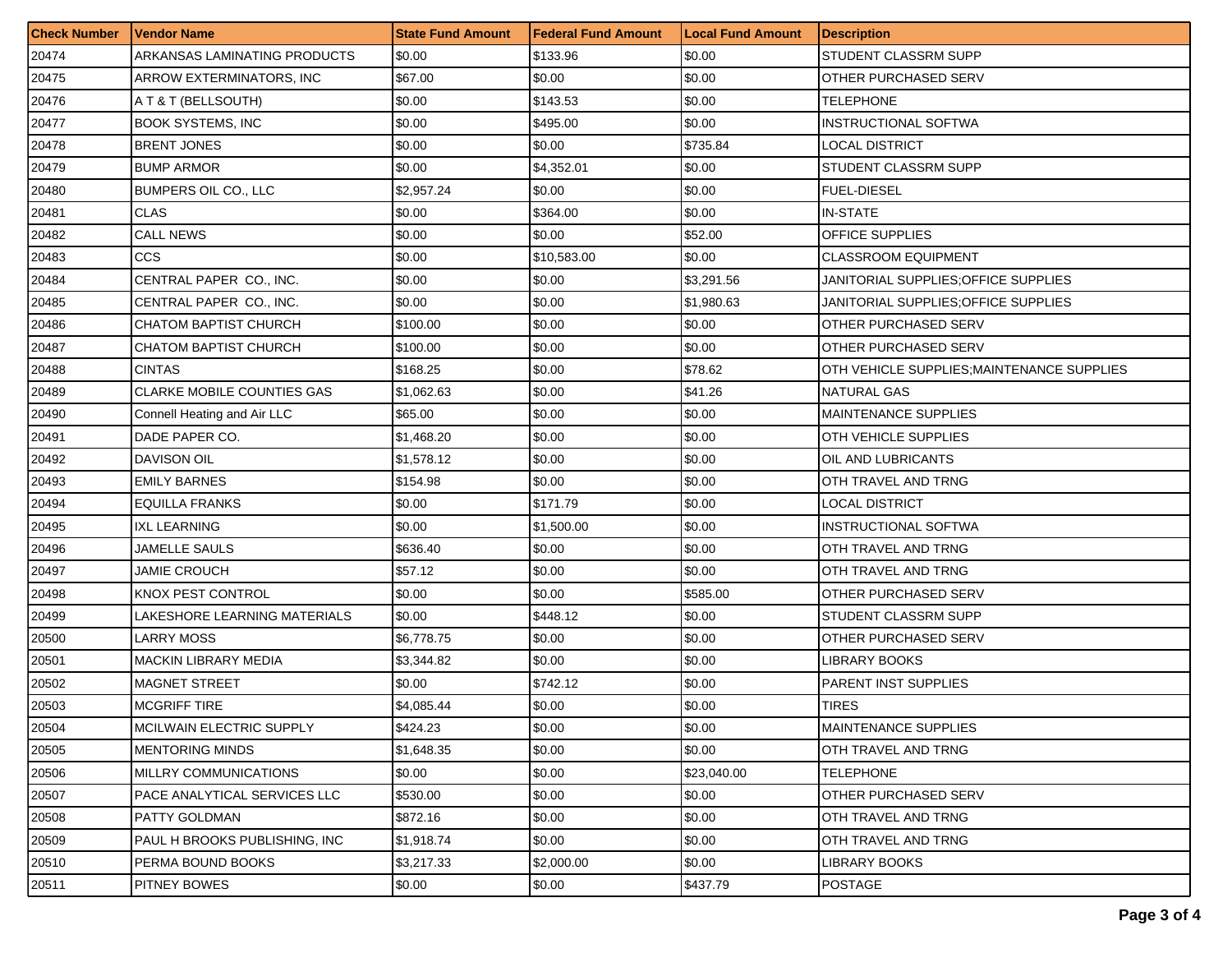| Check Number | Vendor Name | State Fund Amount | Federal Fund Amount | Local Fund Amount | Description |
| --- | --- | --- | --- | --- | --- |
| 20474 | ARKANSAS LAMINATING PRODUCTS | $0.00 | $133.96 | $0.00 | STUDENT CLASSRM SUPP |
| 20475 | ARROW EXTERMINATORS, INC | $67.00 | $0.00 | $0.00 | OTHER PURCHASED SERV |
| 20476 | A T & T (BELLSOUTH) | $0.00 | $143.53 | $0.00 | TELEPHONE |
| 20477 | BOOK SYSTEMS, INC | $0.00 | $495.00 | $0.00 | INSTRUCTIONAL SOFTWA |
| 20478 | BRENT JONES | $0.00 | $0.00 | $735.84 | LOCAL DISTRICT |
| 20479 | BUMP ARMOR | $0.00 | $4,352.01 | $0.00 | STUDENT CLASSRM SUPP |
| 20480 | BUMPERS OIL CO., LLC | $2,957.24 | $0.00 | $0.00 | FUEL-DIESEL |
| 20481 | CLAS | $0.00 | $364.00 | $0.00 | IN-STATE |
| 20482 | CALL NEWS | $0.00 | $0.00 | $52.00 | OFFICE SUPPLIES |
| 20483 | CCS | $0.00 | $10,583.00 | $0.00 | CLASSROOM EQUIPMENT |
| 20484 | CENTRAL PAPER CO., INC. | $0.00 | $0.00 | $3,291.56 | JANITORIAL SUPPLIES;OFFICE SUPPLIES |
| 20485 | CENTRAL PAPER CO., INC. | $0.00 | $0.00 | $1,980.63 | JANITORIAL SUPPLIES;OFFICE SUPPLIES |
| 20486 | CHATOM BAPTIST CHURCH | $100.00 | $0.00 | $0.00 | OTHER PURCHASED SERV |
| 20487 | CHATOM BAPTIST CHURCH | $100.00 | $0.00 | $0.00 | OTHER PURCHASED SERV |
| 20488 | CINTAS | $168.25 | $0.00 | $78.62 | OTH VEHICLE SUPPLIES;MAINTENANCE SUPPLIES |
| 20489 | CLARKE MOBILE COUNTIES GAS | $1,062.63 | $0.00 | $41.26 | NATURAL GAS |
| 20490 | Connell Heating and Air LLC | $65.00 | $0.00 | $0.00 | MAINTENANCE SUPPLIES |
| 20491 | DADE PAPER CO. | $1,468.20 | $0.00 | $0.00 | OTH VEHICLE SUPPLIES |
| 20492 | DAVISON OIL | $1,578.12 | $0.00 | $0.00 | OIL AND LUBRICANTS |
| 20493 | EMILY BARNES | $154.98 | $0.00 | $0.00 | OTH TRAVEL AND TRNG |
| 20494 | EQUILLA FRANKS | $0.00 | $171.79 | $0.00 | LOCAL DISTRICT |
| 20495 | IXL LEARNING | $0.00 | $1,500.00 | $0.00 | INSTRUCTIONAL SOFTWA |
| 20496 | JAMELLE SAULS | $636.40 | $0.00 | $0.00 | OTH TRAVEL AND TRNG |
| 20497 | JAMIE CROUCH | $57.12 | $0.00 | $0.00 | OTH TRAVEL AND TRNG |
| 20498 | KNOX PEST CONTROL | $0.00 | $0.00 | $585.00 | OTHER PURCHASED SERV |
| 20499 | LAKESHORE LEARNING MATERIALS | $0.00 | $448.12 | $0.00 | STUDENT CLASSRM SUPP |
| 20500 | LARRY MOSS | $6,778.75 | $0.00 | $0.00 | OTHER PURCHASED SERV |
| 20501 | MACKIN LIBRARY MEDIA | $3,344.82 | $0.00 | $0.00 | LIBRARY BOOKS |
| 20502 | MAGNET STREET | $0.00 | $742.12 | $0.00 | PARENT INST SUPPLIES |
| 20503 | MCGRIFF TIRE | $4,085.44 | $0.00 | $0.00 | TIRES |
| 20504 | MCILWAIN ELECTRIC SUPPLY | $424.23 | $0.00 | $0.00 | MAINTENANCE SUPPLIES |
| 20505 | MENTORING MINDS | $1,648.35 | $0.00 | $0.00 | OTH TRAVEL AND TRNG |
| 20506 | MILLRY COMMUNICATIONS | $0.00 | $0.00 | $23,040.00 | TELEPHONE |
| 20507 | PACE ANALYTICAL SERVICES LLC | $530.00 | $0.00 | $0.00 | OTHER PURCHASED SERV |
| 20508 | PATTY GOLDMAN | $872.16 | $0.00 | $0.00 | OTH TRAVEL AND TRNG |
| 20509 | PAUL H BROOKS PUBLISHING, INC | $1,918.74 | $0.00 | $0.00 | OTH TRAVEL AND TRNG |
| 20510 | PERMA BOUND BOOKS | $3,217.33 | $2,000.00 | $0.00 | LIBRARY BOOKS |
| 20511 | PITNEY BOWES | $0.00 | $0.00 | $437.79 | POSTAGE |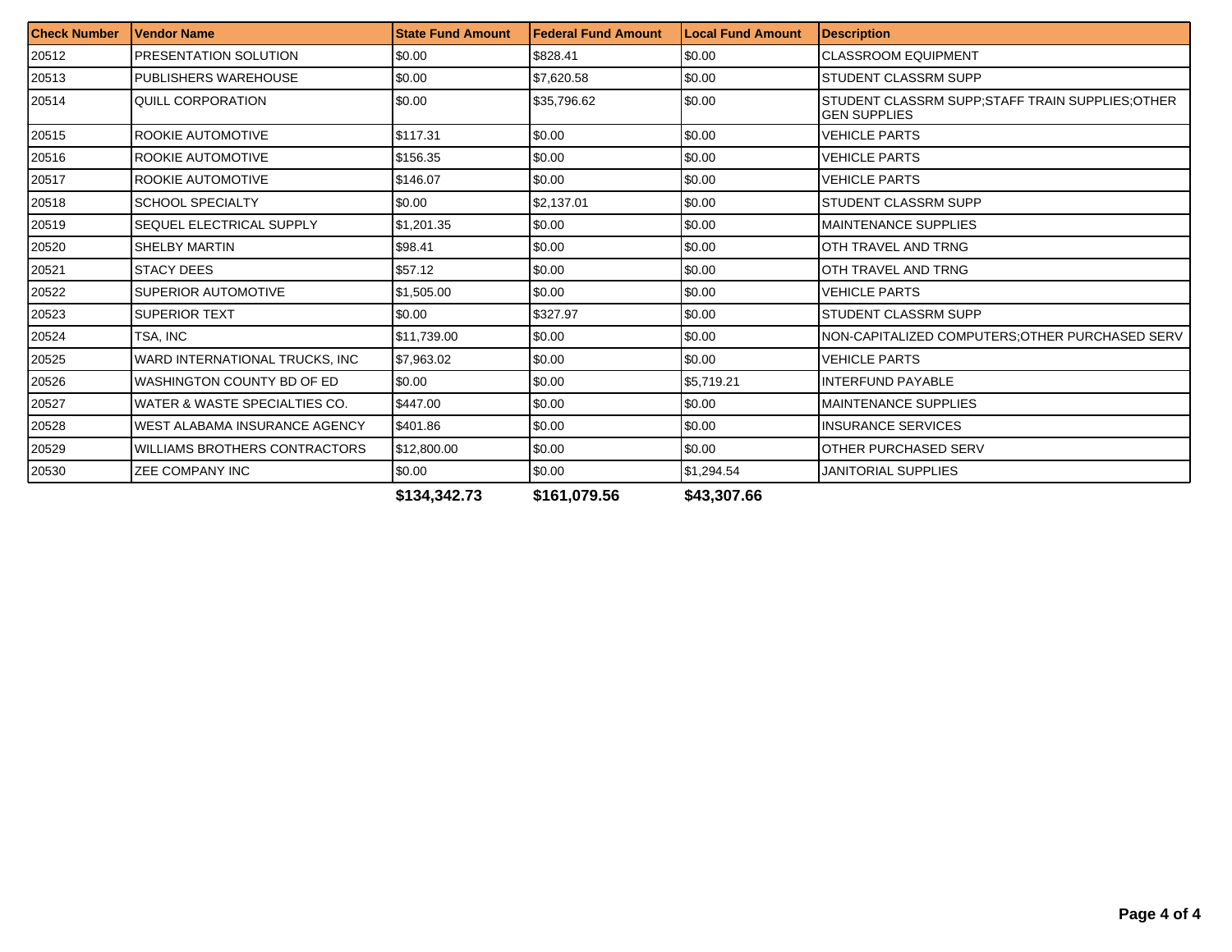| Check Number | Vendor Name | State Fund Amount | Federal Fund Amount | Local Fund Amount | Description |
|---|---|---|---|---|---|
| 20512 | PRESENTATION SOLUTION | $0.00 | $828.41 | $0.00 | CLASSROOM EQUIPMENT |
| 20513 | PUBLISHERS WAREHOUSE | $0.00 | $7,620.58 | $0.00 | STUDENT CLASSRM SUPP |
| 20514 | QUILL CORPORATION | $0.00 | $35,796.62 | $0.00 | STUDENT CLASSRM SUPP;STAFF TRAIN SUPPLIES;OTHER GEN SUPPLIES |
| 20515 | ROOKIE AUTOMOTIVE | $117.31 | $0.00 | $0.00 | VEHICLE PARTS |
| 20516 | ROOKIE AUTOMOTIVE | $156.35 | $0.00 | $0.00 | VEHICLE PARTS |
| 20517 | ROOKIE AUTOMOTIVE | $146.07 | $0.00 | $0.00 | VEHICLE PARTS |
| 20518 | SCHOOL SPECIALTY | $0.00 | $2,137.01 | $0.00 | STUDENT CLASSRM SUPP |
| 20519 | SEQUEL ELECTRICAL SUPPLY | $1,201.35 | $0.00 | $0.00 | MAINTENANCE SUPPLIES |
| 20520 | SHELBY MARTIN | $98.41 | $0.00 | $0.00 | OTH TRAVEL AND TRNG |
| 20521 | STACY DEES | $57.12 | $0.00 | $0.00 | OTH TRAVEL AND TRNG |
| 20522 | SUPERIOR AUTOMOTIVE | $1,505.00 | $0.00 | $0.00 | VEHICLE PARTS |
| 20523 | SUPERIOR TEXT | $0.00 | $327.97 | $0.00 | STUDENT CLASSRM SUPP |
| 20524 | TSA, INC | $11,739.00 | $0.00 | $0.00 | NON-CAPITALIZED COMPUTERS;OTHER PURCHASED SERV |
| 20525 | WARD INTERNATIONAL TRUCKS, INC | $7,963.02 | $0.00 | $0.00 | VEHICLE PARTS |
| 20526 | WASHINGTON COUNTY BD OF ED | $0.00 | $0.00 | $5,719.21 | INTERFUND PAYABLE |
| 20527 | WATER & WASTE SPECIALTIES CO. | $447.00 | $0.00 | $0.00 | MAINTENANCE SUPPLIES |
| 20528 | WEST ALABAMA INSURANCE AGENCY | $401.86 | $0.00 | $0.00 | INSURANCE SERVICES |
| 20529 | WILLIAMS BROTHERS CONTRACTORS | $12,800.00 | $0.00 | $0.00 | OTHER PURCHASED SERV |
| 20530 | ZEE COMPANY INC | $0.00 | $0.00 | $1,294.54 | JANITORIAL SUPPLIES |
| | | **$134,342.73** | **$161,079.56** | **$43,307.66** | |